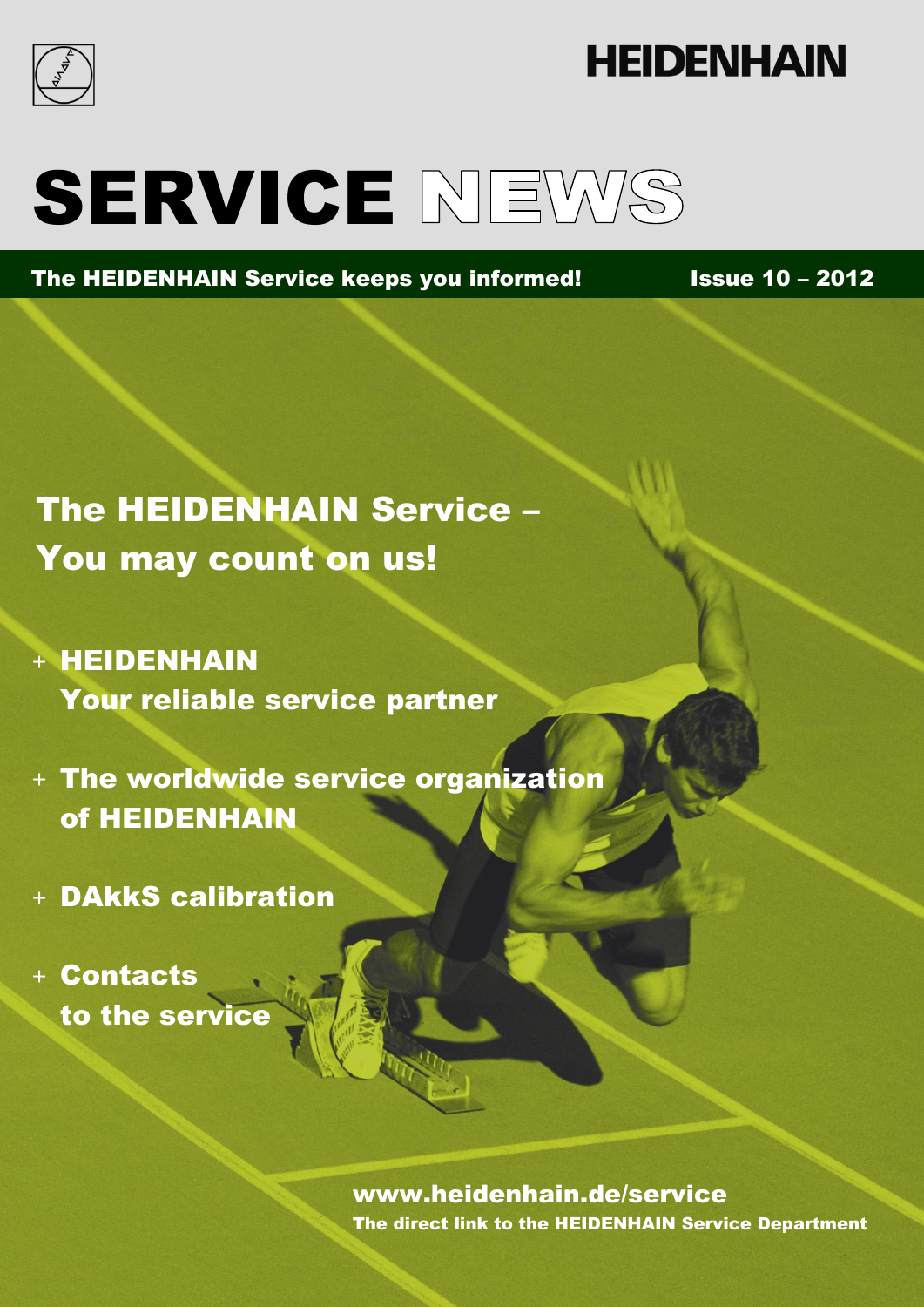HEIDENHAIN

# SERVICE NEWS

**The HEIDENHAIN Service keeps you informed!** **Issue 10 – 2012**

## The HEIDENHAIN Service – You may count on us!

- **HEIDENHAIN Your reliable service partner**
- **The worldwide service organization of HEIDENHAIN**
- **DAkkS calibration**
- **Contacts to the service**

**www.heidenhain.de/service**
**The direct link to the HEIDENHAIN Service Department**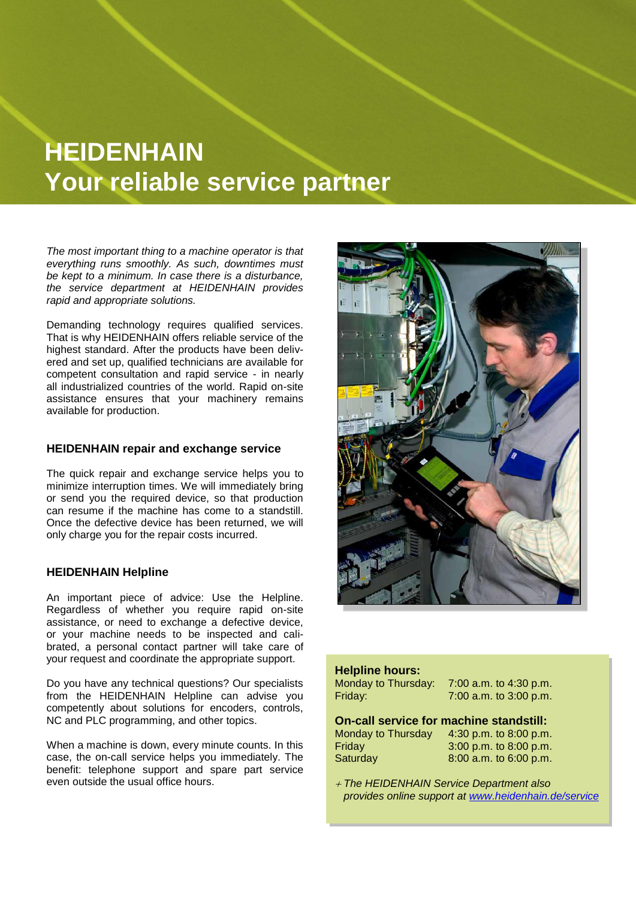# HEIDENHAIN
# Your reliable service partner

*The most important thing to a machine operator is that everything runs smoothly. As such, downtimes must be kept to a minimum. In case there is a disturbance, the service department at HEIDENHAIN provides rapid and appropriate solutions.*

Demanding technology requires qualified services. That is why HEIDENHAIN offers reliable service of the highest standard. After the products have been delivered and set up, qualified technicians are available for competent consultation and rapid service - in nearly all industrialized countries of the world. Rapid on-site assistance ensures that your machinery remains available for production.

### HEIDENHAIN repair and exchange service

The quick repair and exchange service helps you to minimize interruption times. We will immediately bring or send you the required device, so that production can resume if the machine has come to a standstill. Once the defective device has been returned, we will only charge you for the repair costs incurred.

### HEIDENHAIN Helpline

An important piece of advice: Use the Helpline. Regardless of whether you require rapid on-site assistance, or need to exchange a defective device, or your machine needs to be inspected and calibrated, a personal contact partner will take care of your request and coordinate the appropriate support.

Do you have any technical questions? Our specialists from the HEIDENHAIN Helpline can advise you competently about solutions for encoders, controls, NC and PLC programming, and other topics.

When a machine is down, every minute counts. In this case, the on-call service helps you immediately. The benefit: telephone support and spare part service even outside the usual office hours.

**Helpline hours:**

| | |
|---|---|
| Monday to Thursday: | 7:00 a.m. to 4:30 p.m. |
| Friday: | 7:00 a.m. to 3:00 p.m. |

**On-call service for machine standstill:**

| | |
|---|---|
| Monday to Thursday | 4:30 p.m. to 8:00 p.m. |
| Friday | 3:00 p.m. to 8:00 p.m. |
| Saturday | 8:00 a.m. to 6:00 p.m. |

+ *The HEIDENHAIN Service Department also provides online support at [www.heidenhain.de/service](www.heidenhain.de/service)*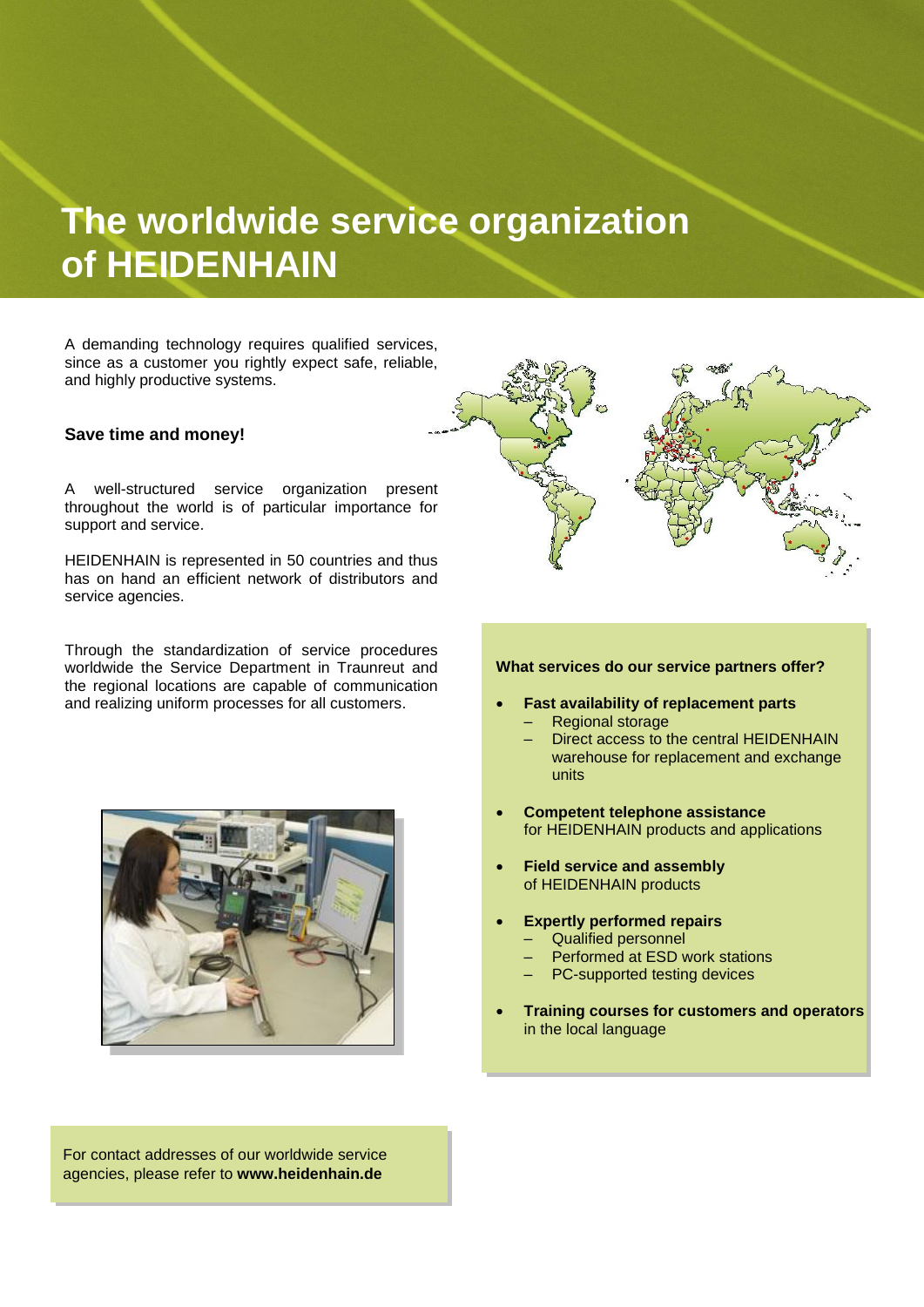# The worldwide service organization of HEIDENHAIN

A demanding technology requires qualified services, since as a customer you rightly expect safe, reliable, and highly productive systems.

**Save time and money!**

A well-structured service organization present throughout the world is of particular importance for support and service.

HEIDENHAIN is represented in 50 countries and thus has on hand an efficient network of distributors and service agencies.

Through the standardization of service procedures worldwide the Service Department in Traunreut and the regional locations are capable of communication and realizing uniform processes for all customers.

**What services do our service partners offer?**

- **Fast availability of replacement parts**
  - Regional storage
  - Direct access to the central HEIDENHAIN warehouse for replacement and exchange units
- **Competent telephone assistance** for HEIDENHAIN products and applications
- **Field service and assembly** of HEIDENHAIN products
- **Expertly performed repairs**
  - Qualified personnel
  - Performed at ESD work stations
  - PC-supported testing devices
- **Training courses for customers and operators** in the local language

For contact addresses of our worldwide service agencies, please refer to **www.heidenhain.de**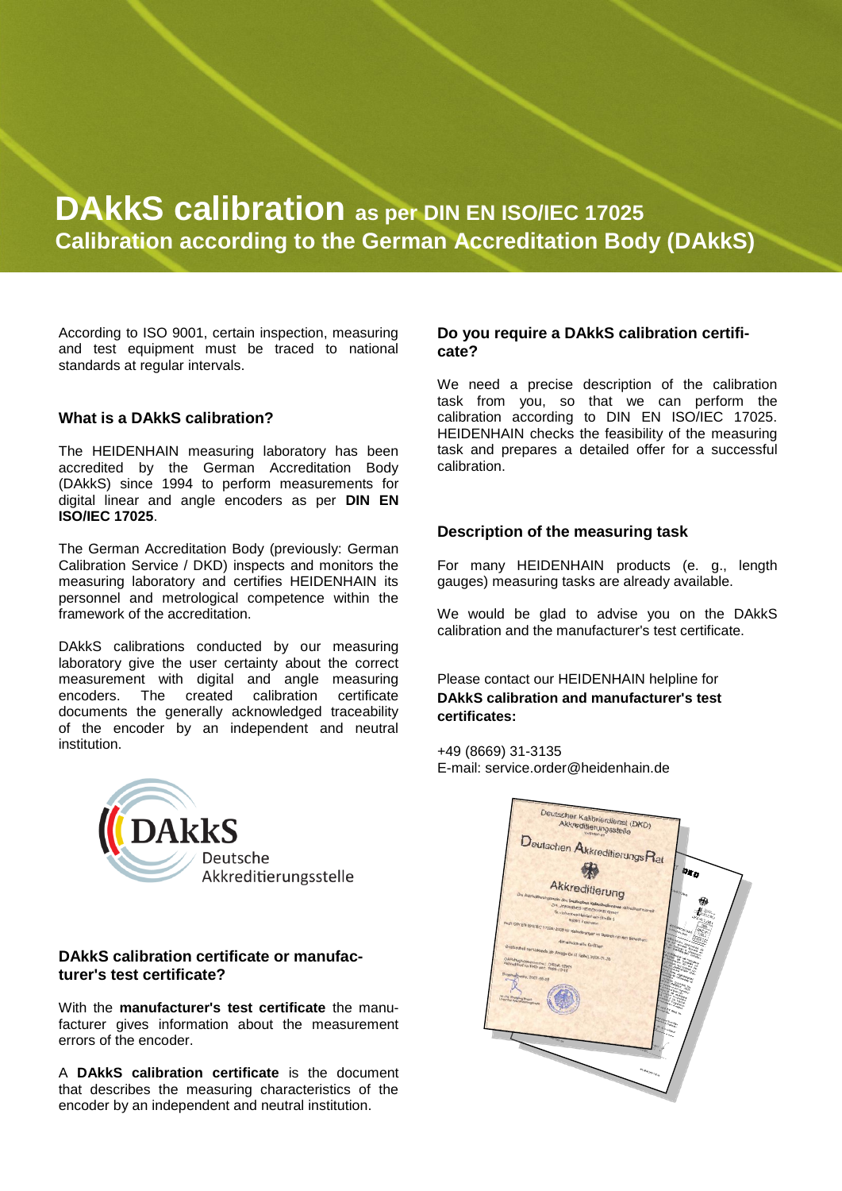# DAkkS calibration as per DIN EN ISO/IEC 17025

## Calibration according to the German Accreditation Body (DAkkS)

According to ISO 9001, certain inspection, measuring and test equipment must be traced to national standards at regular intervals.

### What is a DAkkS calibration?

The HEIDENHAIN measuring laboratory has been accredited by the German Accreditation Body (DAkkS) since 1994 to perform measurements for digital linear and angle encoders as per **DIN EN ISO/IEC 17025**.

The German Accreditation Body (previously: German Calibration Service / DKD) inspects and monitors the measuring laboratory and certifies HEIDENHAIN its personnel and metrological competence within the framework of the accreditation.

DAkkS calibrations conducted by our measuring laboratory give the user certainty about the correct measurement with digital and angle measuring encoders. The created calibration certificate documents the generally acknowledged traceability of the encoder by an independent and neutral institution.

DAkkS Deutsche Akkreditierungsstelle

### DAkkS calibration certificate or manufacturer's test certificate?

With the **manufacturer's test certificate** the manufacturer gives information about the measurement errors of the encoder.

A **DAkkS calibration certificate** is the document that describes the measuring characteristics of the encoder by an independent and neutral institution.

### Do you require a DAkkS calibration certificate?

We need a precise description of the calibration task from you, so that we can perform the calibration according to DIN EN ISO/IEC 17025. HEIDENHAIN checks the feasibility of the measuring task and prepares a detailed offer for a successful calibration.

### Description of the measuring task

For many HEIDENHAIN products (e. g., length gauges) measuring tasks are already available.

We would be glad to advise you on the DAkkS calibration and the manufacturer's test certificate.

Please contact our HEIDENHAIN helpline for **DAkkS calibration and manufacturer's test certificates:**

+49 (8669) 31-3135
E-mail: service.order@heidenhain.de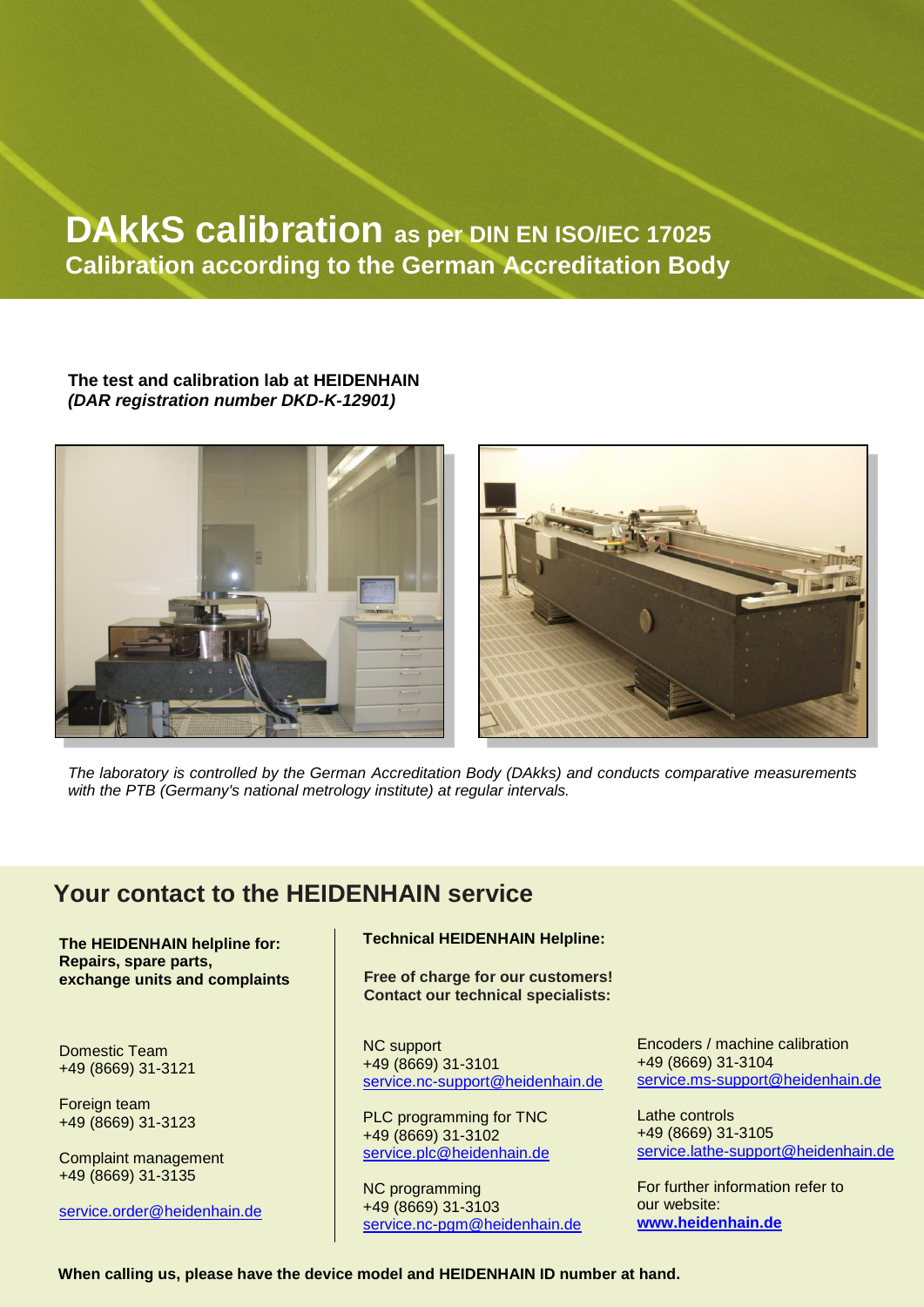# DAkkS calibration as per DIN EN ISO/IEC 17025

**Calibration according to the German Accreditation Body**

**The test and calibration lab at HEIDENHAIN**
***(DAR registration number DKD-K-12901)***

*The laboratory is controlled by the German Accreditation Body (DAkks) and conducts comparative measurements with the PTB (Germany's national metrology institute) at regular intervals.*

## Your contact to the HEIDENHAIN service

**The HEIDENHAIN helpline for:**
**Repairs, spare parts,**
**exchange units and complaints**

Domestic Team
+49 (8669) 31-3121

Foreign team
+49 (8669) 31-3123

Complaint management
+49 (8669) 31-3135

service.order@heidenhain.de

**Technical HEIDENHAIN Helpline:**

**Free of charge for our customers!**
**Contact our technical specialists:**

NC support
+49 (8669) 31-3101
service.nc-support@heidenhain.de

PLC programming for TNC
+49 (8669) 31-3102
service.plc@heidenhain.de

NC programming
+49 (8669) 31-3103
service.nc-pgm@heidenhain.de

Encoders / machine calibration
+49 (8669) 31-3104
service.ms-support@heidenhain.de

Lathe controls
+49 (8669) 31-3105
service.lathe-support@heidenhain.de

For further information refer to our website:
**www.heidenhain.de**

**When calling us, please have the device model and HEIDENHAIN ID number at hand.**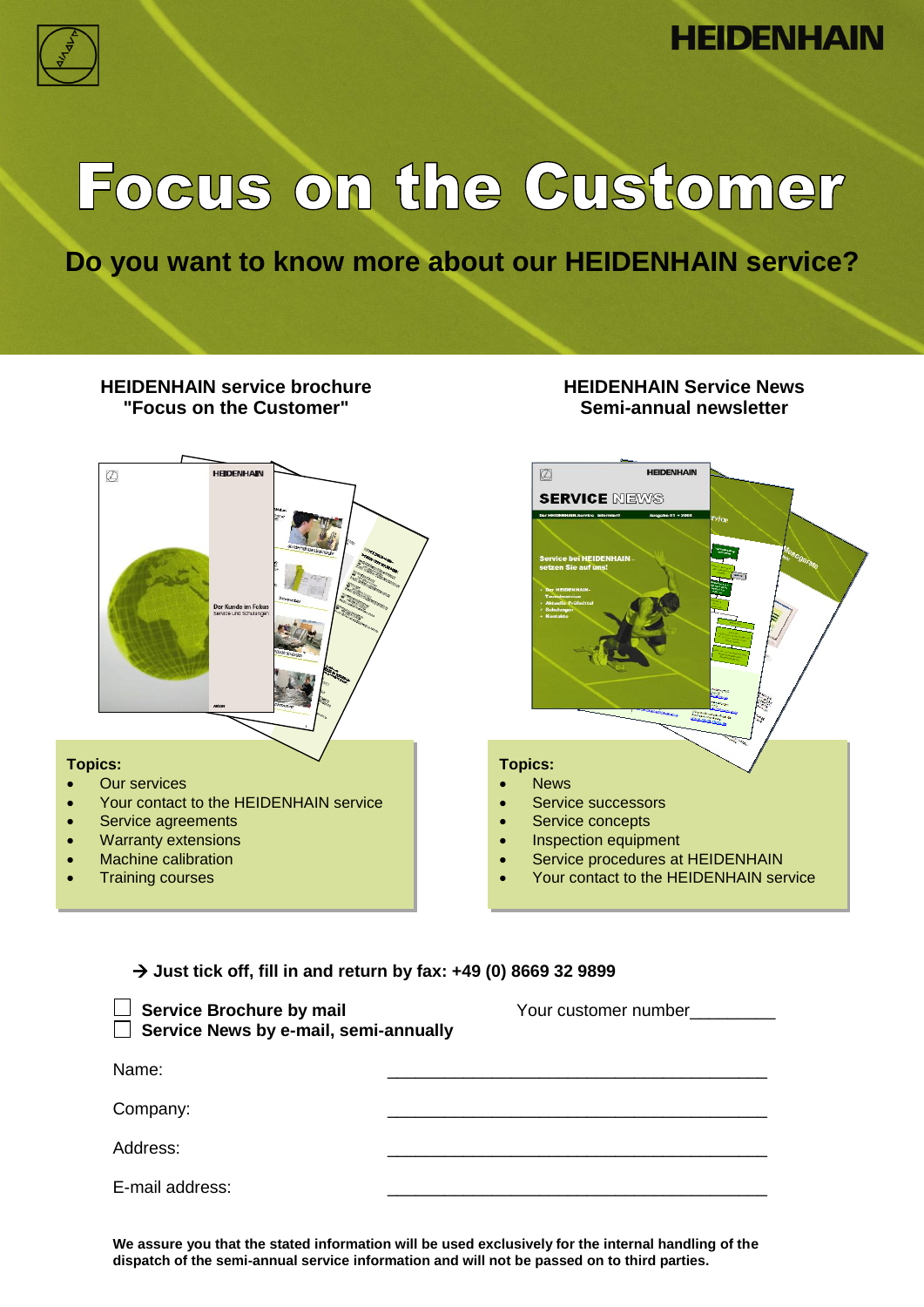HEIDENHAIN

# Focus on the Customer

## Do you want to know more about our HEIDENHAIN service?

### HEIDENHAIN service brochure "Focus on the Customer"

**Topics:**

- Our services
- Your contact to the HEIDENHAIN service
- Service agreements
- Warranty extensions
- Machine calibration
- Training courses

### HEIDENHAIN Service News Semi-annual newsletter

**Topics:**

- News
- Service successors
- Service concepts
- Inspection equipment
- Service procedures at HEIDENHAIN
- Your contact to the HEIDENHAIN service

**→ Just tick off, fill in and return by fax: +49 (0) 8669 32 9899**

☐ **Service Brochure by mail**
☐ **Service News by e-mail, semi-annually**

Your customer number_________

Name: ________________________________________

Company: ________________________________________

Address: ________________________________________

E-mail address: ________________________________________

**We assure you that the stated information will be used exclusively for the internal handling of the dispatch of the semi-annual service information and will not be passed on to third parties.**